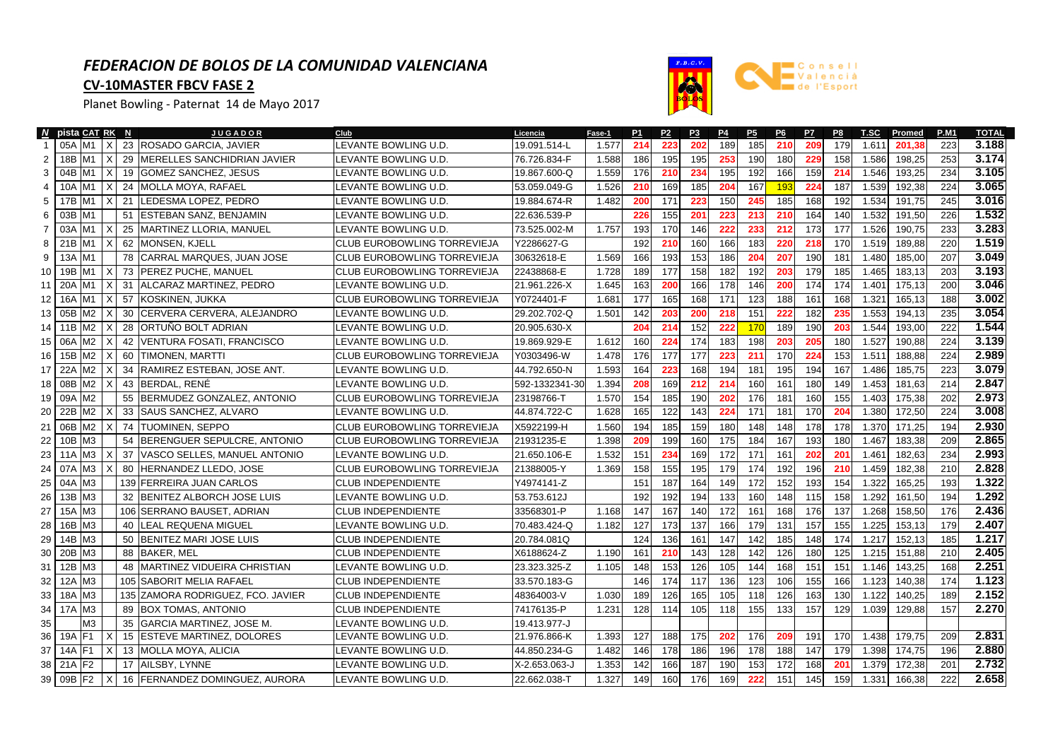# *FEDERACION DE BOLOS DE LA COMUNIDAD VALENCIANA*

## CV-10MASTER FBCV FASE 2

Planet Bowling - Paternat 14 de Mayo 2017

| *N* | pista | CAT | RK | N | JUGADOR | Club | Licencia | Fase-1 | P1 | P2 | P3 | P4 | P5 | P6 | P7 | P8 | T.SC | Promed | P.M1 | TOTAL |
|---|---|---|---|---|---|---|---|---|---|---|---|---|---|---|---|---|---|---|---|---|
| 1 | 05A | M1 | X | 23 | ROSADO GARCIA, JAVIER | LEVANTE BOWLING U.D. | 19.091.514-L | 1.577 | 214 | 223 | 202 | 189 | 185 | 210 | 209 | 179 | 1.611 | 201,38 | 223 | 3.188 |
| 2 | 18B | M1 | X | 29 | MERELLES SANCHIDRIAN JAVIER | LEVANTE BOWLING U.D. | 76.726.834-F | 1.588 | 186 | 195 | 195 | 253 | 190 | 180 | 229 | 158 | 1.586 | 198,25 | 253 | 3.174 |
| 3 | 04B | M1 | X | 19 | GOMEZ SANCHEZ, JESUS | LEVANTE BOWLING U.D. | 19.867.600-Q | 1.559 | 176 | 210 | 234 | 195 | 192 | 166 | 159 | 214 | 1.546 | 193,25 | 234 | 3.105 |
| 4 | 10A | M1 | X | 24 | MOLLA MOYA, RAFAEL | LEVANTE BOWLING U.D. | 53.059.049-G | 1.526 | 210 | 169 | 185 | 204 | 167 | 193 | 224 | 187 | 1.539 | 192,38 | 224 | 3.065 |
| 5 | 17B | M1 | X | 21 | LEDESMA LOPEZ, PEDRO | LEVANTE BOWLING U.D. | 19.884.674-R | 1.482 | 200 | 171 | 223 | 150 | 245 | 185 | 168 | 192 | 1.534 | 191,75 | 245 | 3.016 |
| 6 | 03B | M1 | | 51 | ESTEBAN SANZ, BENJAMIN | LEVANTE BOWLING U.D. | 22.636.539-P | | 226 | 155 | 201 | 223 | 213 | 210 | 164 | 140 | 1.532 | 191,50 | 226 | 1.532 |
| 7 | 03A | M1 | X | 25 | MARTINEZ LLORIA, MANUEL | LEVANTE BOWLING U.D. | 73.525.002-M | 1.757 | 193 | 170 | 146 | 222 | 233 | 212 | 173 | 177 | 1.526 | 190,75 | 233 | 3.283 |
| 8 | 21B | M1 | X | 62 | MONSEN, KJELL | CLUB EUROBOWLING TORREVIEJA | Y2286627-G | | 192 | 210 | 160 | 166 | 183 | 220 | 218 | 170 | 1.519 | 189,88 | 220 | 1.519 |
| 9 | 13A | M1 | | 78 | CARRAL MARQUES, JUAN JOSE | CLUB EUROBOWLING TORREVIEJA | 30632618-E | 1.569 | 166 | 193 | 153 | 186 | 204 | 207 | 190 | 181 | 1.480 | 185,00 | 207 | 3.049 |
| 10 | 19B | M1 | X | 73 | PEREZ PUCHE, MANUEL | CLUB EUROBOWLING TORREVIEJA | 22438868-E | 1.728 | 189 | 177 | 158 | 182 | 192 | 203 | 179 | 185 | 1.465 | 183,13 | 203 | 3.193 |
| 11 | 20A | M1 | X | 31 | ALCARAZ MARTINEZ, PEDRO | LEVANTE BOWLING U.D. | 21.961.226-X | 1.645 | 163 | 200 | 166 | 178 | 146 | 200 | 174 | 174 | 1.401 | 175,13 | 200 | 3.046 |
| 12 | 16A | M1 | X | 57 | KOSKINEN, JUKKA | CLUB EUROBOWLING TORREVIEJA | Y0724401-F | 1.681 | 177 | 165 | 168 | 171 | 123 | 188 | 161 | 168 | 1.321 | 165,13 | 188 | 3.002 |
| 13 | 05B | M2 | X | 30 | CERVERA CERVERA, ALEJANDRO | LEVANTE BOWLING U.D. | 29.202.702-Q | 1.501 | 142 | 203 | 200 | 218 | 151 | 222 | 182 | 235 | 1.553 | 194,13 | 235 | 3.054 |
| 14 | 11B | M2 | X | 28 | ORTUÑO BOLT ADRIAN | LEVANTE BOWLING U.D. | 20.905.630-X | | 204 | 214 | 152 | 222 | 170 | 189 | 190 | 203 | 1.544 | 193,00 | 222 | 1.544 |
| 15 | 06A | M2 | X | 42 | VENTURA FOSATI, FRANCISCO | LEVANTE BOWLING U.D. | 19.869.929-E | 1.612 | 160 | 224 | 174 | 183 | 198 | 203 | 205 | 180 | 1.527 | 190,88 | 224 | 3.139 |
| 16 | 15B | M2 | X | 60 | TIMONEN, MARTTI | CLUB EUROBOWLING TORREVIEJA | Y0303496-W | 1.478 | 176 | 177 | 177 | 223 | 211 | 170 | 224 | 153 | 1.511 | 188,88 | 224 | 2.989 |
| 17 | 22A | M2 | X | 34 | RAMIREZ ESTEBAN, JOSE ANT. | LEVANTE BOWLING U.D. | 44.792.650-N | 1.593 | 164 | 223 | 168 | 194 | 181 | 195 | 194 | 167 | 1.486 | 185,75 | 223 | 3.079 |
| 18 | 08B | M2 | X | 43 | BERDAL, RENÉ | LEVANTE BOWLING U.D. | 592-1332341-30 | 1.394 | 208 | 169 | 212 | 214 | 160 | 161 | 180 | 149 | 1.453 | 181,63 | 214 | 2.847 |
| 19 | 09A | M2 | | 55 | BERMUDEZ GONZALEZ, ANTONIO | CLUB EUROBOWLING TORREVIEJA | 23198766-T | 1.570 | 154 | 185 | 190 | 202 | 176 | 181 | 160 | 155 | 1.403 | 175,38 | 202 | 2.973 |
| 20 | 22B | M2 | X | 33 | SAUS SANCHEZ, ALVARO | LEVANTE BOWLING U.D. | 44.874.722-C | 1.628 | 165 | 122 | 143 | 224 | 171 | 181 | 170 | 204 | 1.380 | 172,50 | 224 | 3.008 |
| 21 | 06B | M2 | X | 74 | TUOMINEN, SEPPO | CLUB EUROBOWLING TORREVIEJA | X5922199-H | 1.560 | 194 | 185 | 159 | 180 | 148 | 148 | 178 | 178 | 1.370 | 171,25 | 194 | 2.930 |
| 22 | 10B | M3 | | 54 | BERENGUER SEPULCRE, ANTONIO | CLUB EUROBOWLING TORREVIEJA | 21931235-E | 1.398 | 209 | 199 | 160 | 175 | 184 | 167 | 193 | 180 | 1.467 | 183,38 | 209 | 2.865 |
| 23 | 11A | M3 | X | 37 | VASCO SELLES, MANUEL ANTONIO | LEVANTE BOWLING U.D. | 21.650.106-E | 1.532 | 151 | 234 | 169 | 172 | 171 | 161 | 202 | 201 | 1.461 | 182,63 | 234 | 2.993 |
| 24 | 07A | M3 | X | 80 | HERNANDEZ LLEDO, JOSE | CLUB EUROBOWLING TORREVIEJA | 21388005-Y | 1.369 | 158 | 155 | 195 | 179 | 174 | 192 | 196 | 210 | 1.459 | 182,38 | 210 | 2.828 |
| 25 | 04A | M3 | | 139 | FERREIRA JUAN CARLOS | CLUB INDEPENDIENTE | Y4974141-Z | | 151 | 187 | 164 | 149 | 172 | 152 | 193 | 154 | 1.322 | 165,25 | 193 | 1.322 |
| 26 | 13B | M3 | | 32 | BENITEZ ALBORCH JOSE LUIS | LEVANTE BOWLING U.D. | 53.753.612J | | 192 | 192 | 194 | 133 | 160 | 148 | 115 | 158 | 1.292 | 161,50 | 194 | 1.292 |
| 27 | 15A | M3 | | 106 | SERRANO BAUSET, ADRIAN | CLUB INDEPENDIENTE | 33568301-P | 1.168 | 147 | 167 | 140 | 172 | 161 | 168 | 176 | 137 | 1.268 | 158,50 | 176 | 2.436 |
| 28 | 16B | M3 | | 40 | LEAL REQUENA MIGUEL | LEVANTE BOWLING U.D. | 70.483.424-Q | 1.182 | 127 | 173 | 137 | 166 | 179 | 131 | 157 | 155 | 1.225 | 153,13 | 179 | 2.407 |
| 29 | 14B | M3 | | 50 | BENITEZ MARI JOSE LUIS | CLUB INDEPENDIENTE | 20.784.081Q | | 124 | 136 | 161 | 147 | 142 | 185 | 148 | 174 | 1.217 | 152,13 | 185 | 1.217 |
| 30 | 20B | M3 | | 88 | BAKER, MEL | CLUB INDEPENDIENTE | X6188624-Z | 1.190 | 161 | 210 | 143 | 128 | 142 | 126 | 180 | 125 | 1.215 | 151,88 | 210 | 2.405 |
| 31 | 12B | M3 | | 48 | MARTINEZ VIDUEIRA CHRISTIAN | LEVANTE BOWLING U.D. | 23.323.325-Z | 1.105 | 148 | 153 | 126 | 105 | 144 | 168 | 151 | 151 | 1.146 | 143,25 | 168 | 2.251 |
| 32 | 12A | M3 | | 105 | SABORIT MELIA RAFAEL | CLUB INDEPENDIENTE | 33.570.183-G | | 146 | 174 | 117 | 136 | 123 | 106 | 155 | 166 | 1.123 | 140,38 | 174 | 1.123 |
| 33 | 18A | M3 | | 135 | ZAMORA RODRIGUEZ, FCO. JAVIER | CLUB INDEPENDIENTE | 48364003-V | 1.030 | 189 | 126 | 165 | 105 | 118 | 126 | 163 | 130 | 1.122 | 140,25 | 189 | 2.152 |
| 34 | 17A | M3 | | 89 | BOX TOMAS, ANTONIO | CLUB INDEPENDIENTE | 74176135-P | 1.231 | 128 | 114 | 105 | 118 | 155 | 133 | 157 | 129 | 1.039 | 129,88 | 157 | 2.270 |
| 35 | | M3 | | 35 | GARCIA MARTINEZ, JOSE M. | LEVANTE BOWLING U.D. | 19.413.977-J | | | | | | | | | | | | | |
| 36 | 19A | F1 | X | 15 | ESTEVE MARTINEZ, DOLORES | LEVANTE BOWLING U.D. | 21.976.866-K | 1.393 | 127 | 188 | 175 | 202 | 176 | 209 | 191 | 170 | 1.438 | 179,75 | 209 | 2.831 |
| 37 | 14A | F1 | X | 13 | MOLLA MOYA, ALICIA | LEVANTE BOWLING U.D. | 44.850.234-G | 1.482 | 146 | 178 | 186 | 196 | 178 | 188 | 147 | 179 | 1.398 | 174,75 | 196 | 2.880 |
| 38 | 21A | F2 | | 17 | AILSBY, LYNNE | LEVANTE BOWLING U.D. | X-2.653.063-J | 1.353 | 142 | 166 | 187 | 190 | 153 | 172 | 168 | 201 | 1.379 | 172,38 | 201 | 2.732 |
| 39 | 09B | F2 | X | 16 | FERNANDEZ DOMINGUEZ, AURORA | LEVANTE BOWLING U.D. | 22.662.038-T | 1.327 | 149 | 160 | 176 | 169 | 222 | 151 | 145 | 159 | 1.331 | 166,38 | 222 | 2.658 |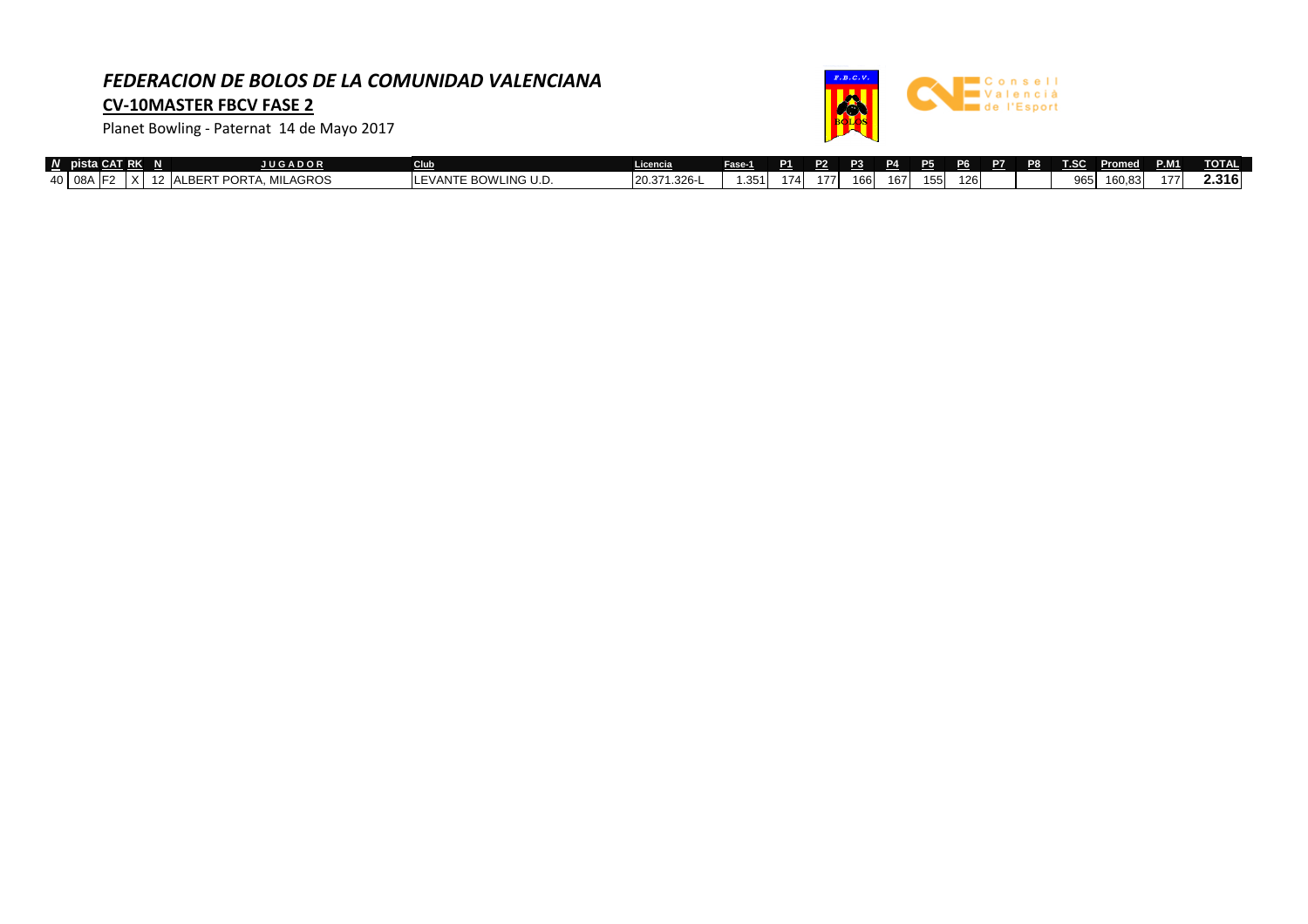# *FEDERACION DE BOLOS DE LA COMUNIDAD VALENCIANA*

## CV-10MASTER FBCV FASE 2

Planet Bowling - Paternat 14 de Mayo 2017

| *N* | pista | CAT | RK | N | JUGADOR | Club | Licencia | Fase-1 | P1 | P2 | P3 | P4 | P5 | P6 | P7 | P8 | T.SC | Promed | P.M1 | TOTAL |
|---|---|---|---|---|---|---|---|---|---|---|---|---|---|---|---|---|---|---|---|---|
| 40 | 08A | F2 | X | 12 | ALBERT PORTA, MILAGROS | LEVANTE BOWLING U.D. | 20.371.326-L | 1.351 | 174 | 177 | 166 | 167 | 155 | 126 | | | 965 | 160,83 | 177 | **2.316** |